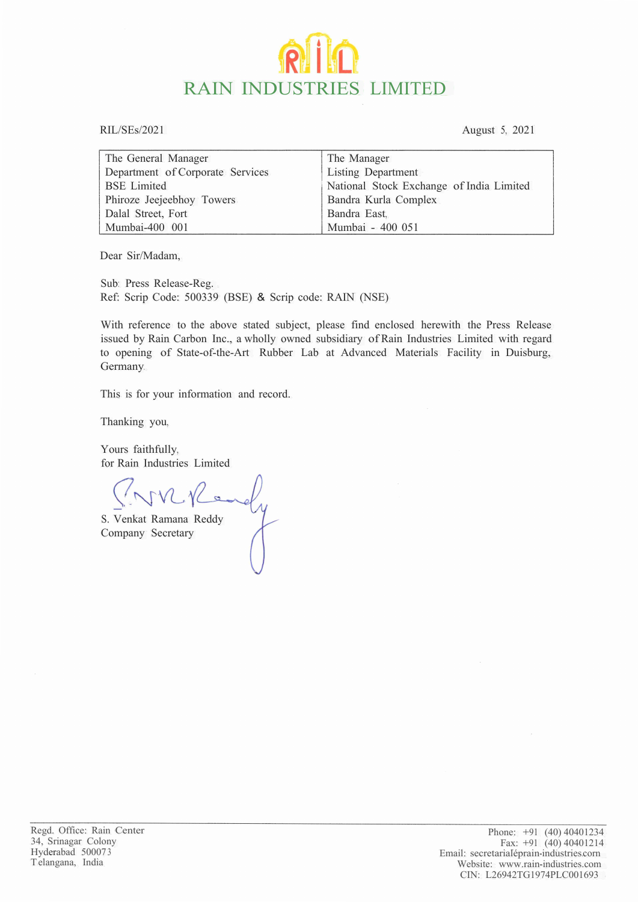# RAIN INDUSTRIES LIMITED

RIL/SEs/2021

August 5, 2021

| The General Manager<br>Department of Corporate Services<br>BSE Limited<br>Phiroze Jeejeebhoy Towers<br>Dalal Street, Fort<br>Mumbai-400 001 | The Manager<br>Listing Department<br>National Stock Exchange of India Limited<br>Bandra Kurla Complex<br>Bandra East,<br>Mumbai - 400 051 |
|---|---|

Dear Sir/Madam,

Sub: Press Release-Reg.
Ref: Scrip Code: 500339 (BSE) & Scrip code: RAIN (NSE)

With reference to the above stated subject, please find enclosed herewith the Press Release issued by Rain Carbon Inc., a wholly owned subsidiary of Rain Industries Limited with regard to opening of State-of-the-Art Rubber Lab at Advanced Materials Facility in Duisburg, Germany.

This is for your information and record.

Thanking you,

Yours faithfully,
for Rain Industries Limited

S. Venkat Ramana Reddy
Company Secretary

Regd. Office: Rain Center
34, Srinagar Colony
Hyderabad 500073
Telangana, India

Phone: +91 (40) 40401234
Fax: +91 (40) 40401214
Email: secretarial@rain-industries.com
Website: www.rain-industries.com
CIN: L26942TG1974PLC001693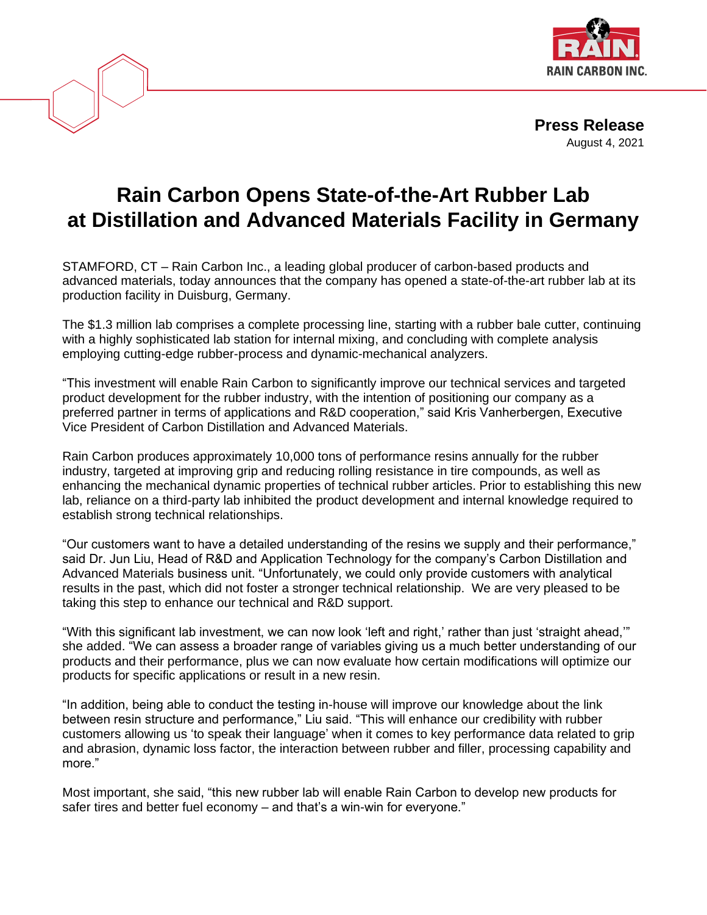**Press Release**
August 4, 2021

# Rain Carbon Opens State-of-the-Art Rubber Lab at Distillation and Advanced Materials Facility in Germany

STAMFORD, CT – Rain Carbon Inc., a leading global producer of carbon-based products and advanced materials, today announces that the company has opened a state-of-the-art rubber lab at its production facility in Duisburg, Germany.

The $1.3 million lab comprises a complete processing line, starting with a rubber bale cutter, continuing with a highly sophisticated lab station for internal mixing, and concluding with complete analysis employing cutting-edge rubber-process and dynamic-mechanical analyzers.

"This investment will enable Rain Carbon to significantly improve our technical services and targeted product development for the rubber industry, with the intention of positioning our company as a preferred partner in terms of applications and R&D cooperation," said Kris Vanherbergen, Executive Vice President of Carbon Distillation and Advanced Materials.

Rain Carbon produces approximately 10,000 tons of performance resins annually for the rubber industry, targeted at improving grip and reducing rolling resistance in tire compounds, as well as enhancing the mechanical dynamic properties of technical rubber articles. Prior to establishing this new lab, reliance on a third-party lab inhibited the product development and internal knowledge required to establish strong technical relationships.

"Our customers want to have a detailed understanding of the resins we supply and their performance," said Dr. Jun Liu, Head of R&D and Application Technology for the company's Carbon Distillation and Advanced Materials business unit. "Unfortunately, we could only provide customers with analytical results in the past, which did not foster a stronger technical relationship. We are very pleased to be taking this step to enhance our technical and R&D support.

"With this significant lab investment, we can now look 'left and right,' rather than just 'straight ahead,'" she added. "We can assess a broader range of variables giving us a much better understanding of our products and their performance, plus we can now evaluate how certain modifications will optimize our products for specific applications or result in a new resin.

"In addition, being able to conduct the testing in-house will improve our knowledge about the link between resin structure and performance," Liu said. "This will enhance our credibility with rubber customers allowing us 'to speak their language' when it comes to key performance data related to grip and abrasion, dynamic loss factor, the interaction between rubber and filler, processing capability and more."

Most important, she said, "this new rubber lab will enable Rain Carbon to develop new products for safer tires and better fuel economy – and that's a win-win for everyone."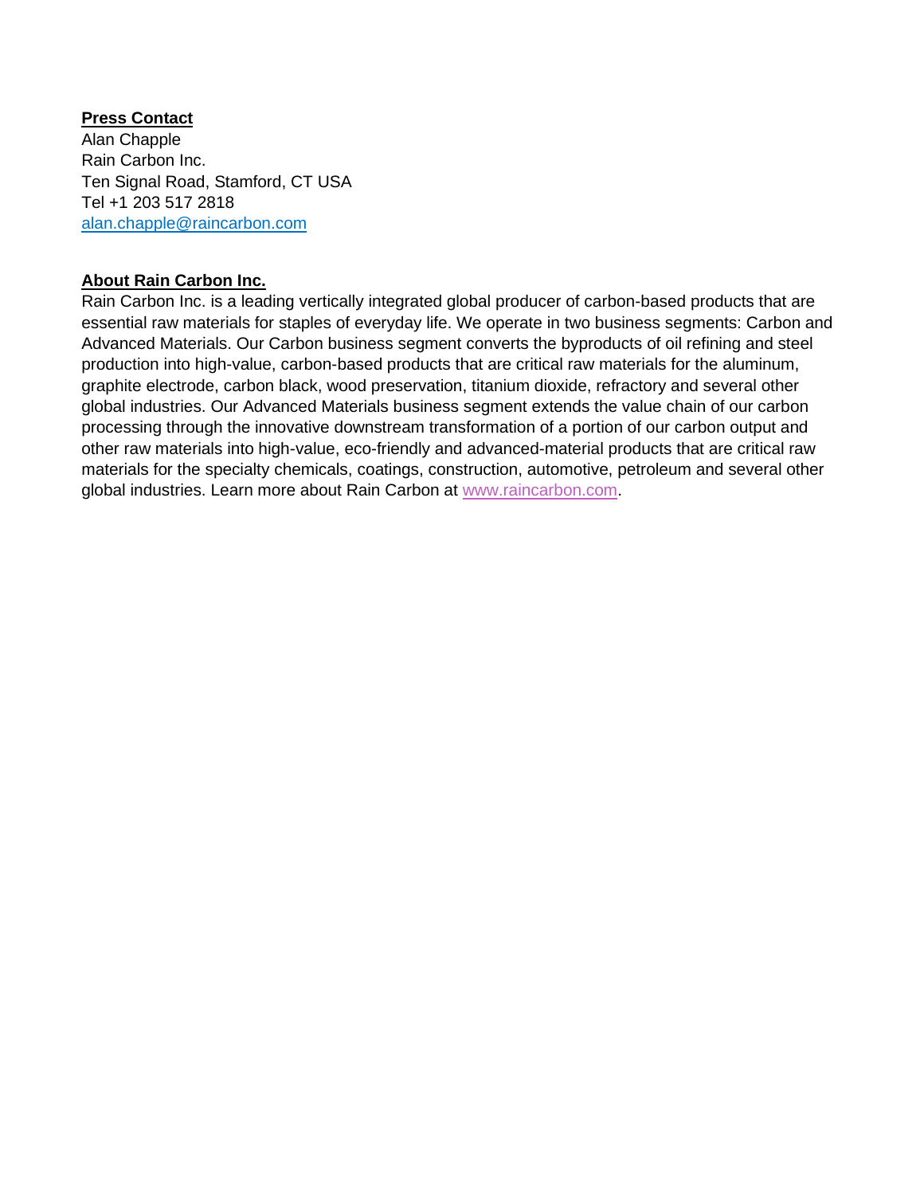**Press Contact**
Alan Chapple
Rain Carbon Inc.
Ten Signal Road, Stamford, CT USA
Tel +1 203 517 2818
alan.chapple@raincarbon.com

**About Rain Carbon Inc.**

Rain Carbon Inc. is a leading vertically integrated global producer of carbon-based products that are essential raw materials for staples of everyday life. We operate in two business segments: Carbon and Advanced Materials. Our Carbon business segment converts the byproducts of oil refining and steel production into high-value, carbon-based products that are critical raw materials for the aluminum, graphite electrode, carbon black, wood preservation, titanium dioxide, refractory and several other global industries. Our Advanced Materials business segment extends the value chain of our carbon processing through the innovative downstream transformation of a portion of our carbon output and other raw materials into high-value, eco-friendly and advanced-material products that are critical raw materials for the specialty chemicals, coatings, construction, automotive, petroleum and several other global industries. Learn more about Rain Carbon at www.raincarbon.com.